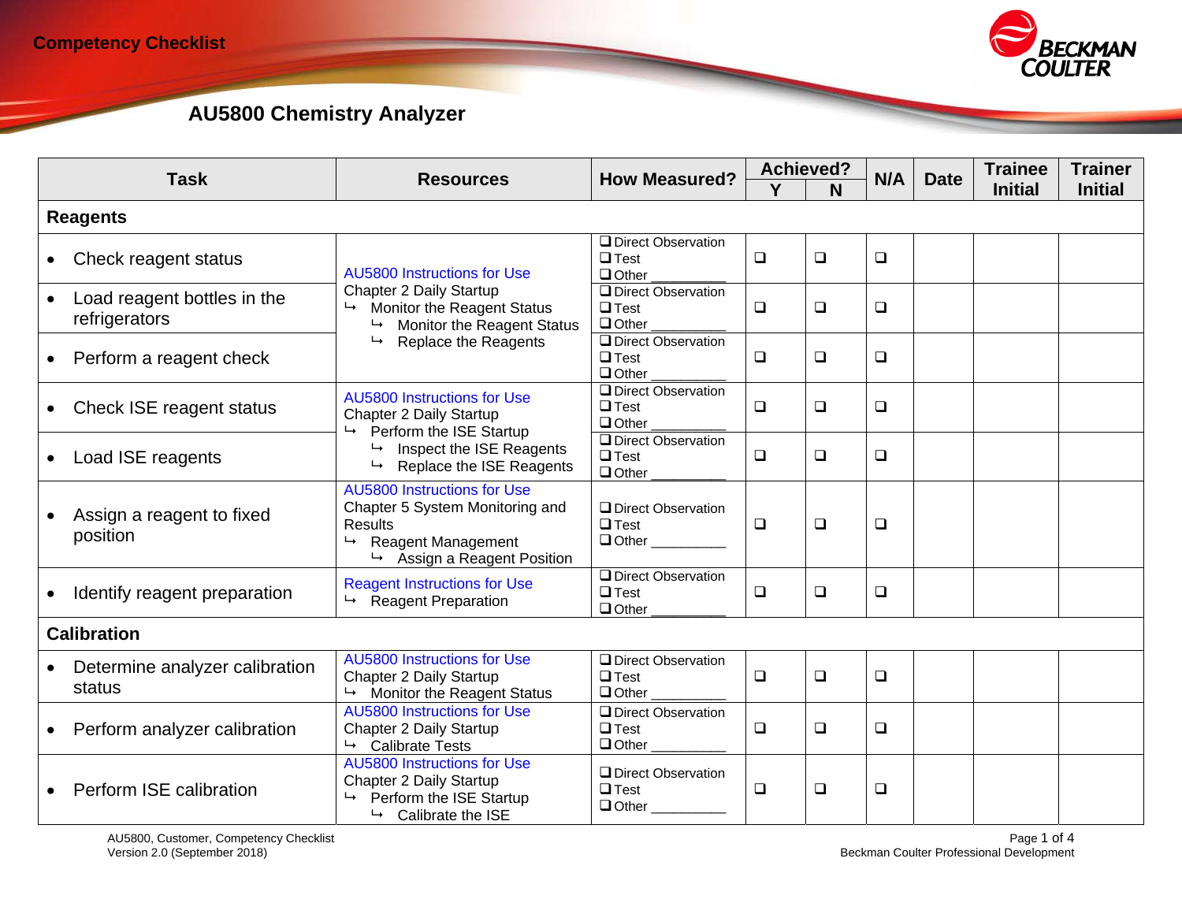**Competency Checklist**

# AU5800 Chemistry Analyzer

| Task | Resources | How Measured? | Achieved? | | N/A | Date | Trainee Initial | Trainer Initial |
|---|---|---|---|---|---|---|---|---|
| | | | Y | N | | | | |
| **Reagents** | | | | | | | | |
| • Check reagent status | AU5800 Instructions for Use<br>Chapter 2 Daily Startup<br>↳ Monitor the Reagent Status<br>↳ Monitor the Reagent Status<br>↳ Replace the Reagents | ❑ Direct Observation<br>❑ Test<br>❑ Other _________ | ❑ | ❑ | ❑ | | | |
| • Load reagent bottles in the refrigerators | | ❑ Direct Observation<br>❑ Test<br>❑ Other _________ | ❑ | ❑ | ❑ | | | |
| • Perform a reagent check | | ❑ Direct Observation<br>❑ Test<br>❑ Other _________ | ❑ | ❑ | ❑ | | | |
| • Check ISE reagent status | AU5800 Instructions for Use<br>Chapter 2 Daily Startup<br>↳ Perform the ISE Startup<br>↳ Inspect the ISE Reagents<br>↳ Replace the ISE Reagents | ❑ Direct Observation<br>❑ Test<br>❑ Other _________ | ❑ | ❑ | ❑ | | | |
| • Load ISE reagents | | ❑ Direct Observation<br>❑ Test<br>❑ Other _________ | ❑ | ❑ | ❑ | | | |
| • Assign a reagent to fixed position | AU5800 Instructions for Use<br>Chapter 5 System Monitoring and Results<br>↳ Reagent Management<br>↳ Assign a Reagent Position | ❑ Direct Observation<br>❑ Test<br>❑ Other _________ | ❑ | ❑ | ❑ | | | |
| • Identify reagent preparation | Reagent Instructions for Use<br>↳ Reagent Preparation | ❑ Direct Observation<br>❑ Test<br>❑ Other _________ | ❑ | ❑ | ❑ | | | |
| **Calibration** | | | | | | | | |
| • Determine analyzer calibration status | AU5800 Instructions for Use<br>Chapter 2 Daily Startup<br>↳ Monitor the Reagent Status | ❑ Direct Observation<br>❑ Test<br>❑ Other _________ | ❑ | ❑ | ❑ | | | |
| • Perform analyzer calibration | AU5800 Instructions for Use<br>Chapter 2 Daily Startup<br>↳ Calibrate Tests | ❑ Direct Observation<br>❑ Test<br>❑ Other _________ | ❑ | ❑ | ❑ | | | |
| • Perform ISE calibration | AU5800 Instructions for Use<br>Chapter 2 Daily Startup<br>↳ Perform the ISE Startup<br>↳ Calibrate the ISE | ❑ Direct Observation<br>❑ Test<br>❑ Other _________ | ❑ | ❑ | ❑ | | | |

AU5800, Customer, Competency Checklist
Version 2.0 (September 2018)

Beckman Coulter Professional Development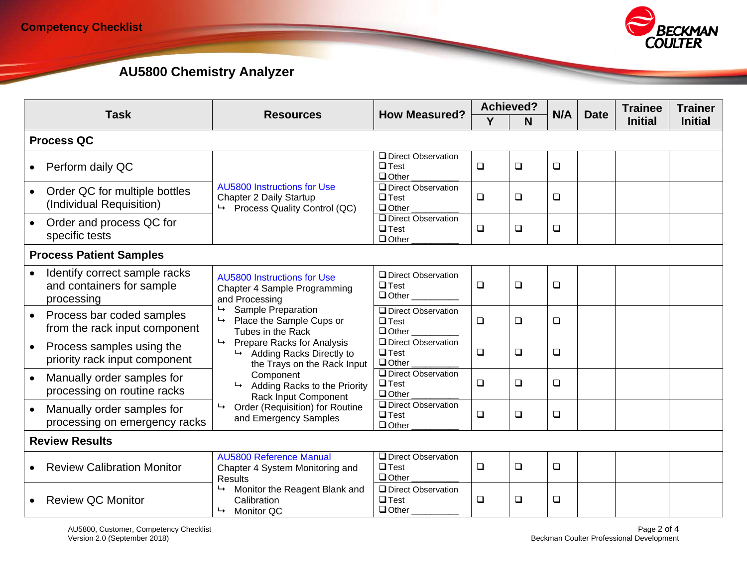**Competency Checklist**

## AU5800 Chemistry Analyzer

| Task | Resources | How Measured? | Achieved? | | N/A | Date | Trainee Initial | Trainer Initial |
|---|---|---|---|---|---|---|---|---|
| | | | Y | N | | | | |
| **Process QC** | | | | | | | | |
| • Perform daily QC | AU5800 Instructions for Use<br>Chapter 2 Daily Startup<br>↳ Process Quality Control (QC) | ❑ Direct Observation<br>❑ Test<br>❑ Other __________ | ❑ | ❑ | ❑ | | | |
| • Order QC for multiple bottles (Individual Requisition) | | ❑ Direct Observation<br>❑ Test<br>❑ Other __________ | ❑ | ❑ | ❑ | | | |
| • Order and process QC for specific tests | | ❑ Direct Observation<br>❑ Test<br>❑ Other __________ | ❑ | ❑ | ❑ | | | |
| **Process Patient Samples** | | | | | | | | |
| • Identify correct sample racks and containers for sample processing | AU5800 Instructions for Use<br>Chapter 4 Sample Programming and Processing<br>↳ Sample Preparation<br>↳ Place the Sample Cups or Tubes in the Rack<br>↳ Prepare Racks for Analysis<br>↳ Adding Racks Directly to the Trays on the Rack Input Component<br>↳ Adding Racks to the Priority Rack Input Component<br>↳ Order (Requisition) for Routine and Emergency Samples | ❑ Direct Observation<br>❑ Test<br>❑ Other __________ | ❑ | ❑ | ❑ | | | |
| • Process bar coded samples from the rack input component | | ❑ Direct Observation<br>❑ Test<br>❑ Other __________ | ❑ | ❑ | ❑ | | | |
| • Process samples using the priority rack input component | | ❑ Direct Observation<br>❑ Test<br>❑ Other __________ | ❑ | ❑ | ❑ | | | |
| • Manually order samples for processing on routine racks | | ❑ Direct Observation<br>❑ Test<br>❑ Other __________ | ❑ | ❑ | ❑ | | | |
| • Manually order samples for processing on emergency racks | | ❑ Direct Observation<br>❑ Test<br>❑ Other __________ | ❑ | ❑ | ❑ | | | |
| **Review Results** | | | | | | | | |
| • Review Calibration Monitor | AU5800 Reference Manual<br>Chapter 4 System Monitoring and Results<br>↳ Monitor the Reagent Blank and Calibration<br>↳ Monitor QC | ❑ Direct Observation<br>❑ Test<br>❑ Other __________ | ❑ | ❑ | ❑ | | | |
| • Review QC Monitor | | ❑ Direct Observation<br>❑ Test<br>❑ Other __________ | ❑ | ❑ | ❑ | | | |

AU5800, Customer, Competency Checklist
Version 2.0 (September 2018)

Beckman Coulter Professional Development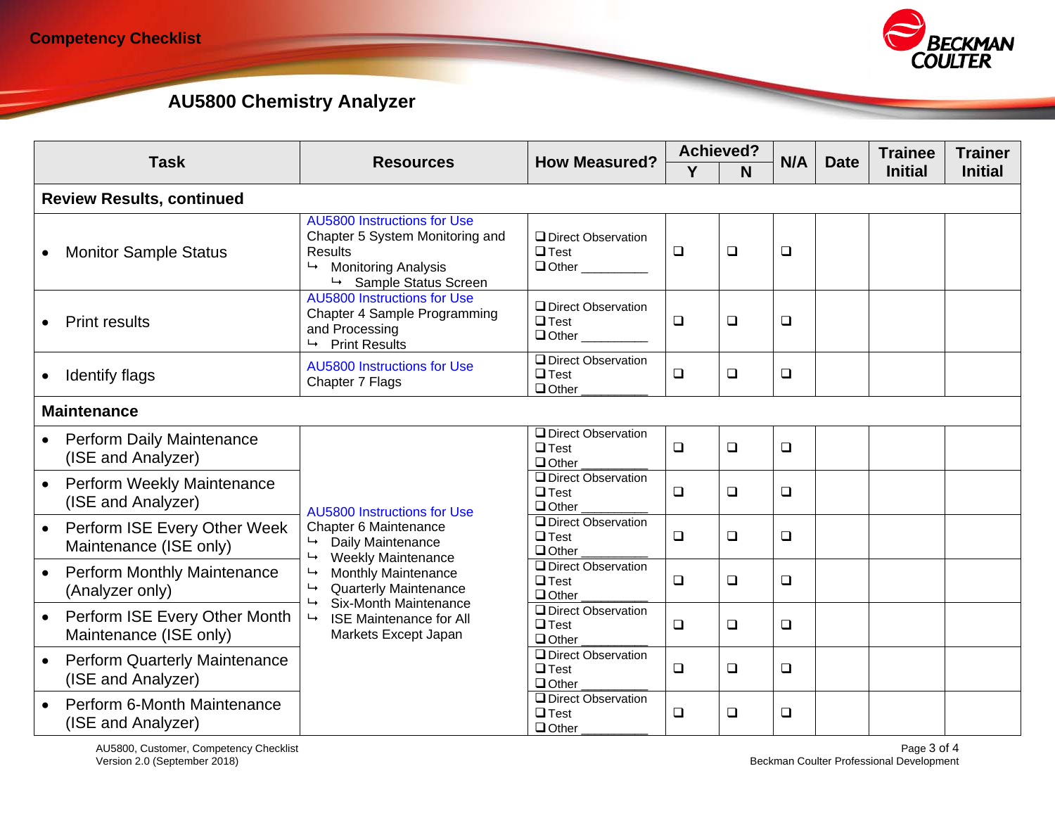Competency Checklist

# AU5800 Chemistry Analyzer

| Task | Resources | How Measured? | Achieved? | | N/A | Date | Trainee Initial | Trainer Initial |
|---|---|---|---|---|---|---|---|---|
| | | | Y | N | | | | |
| **Review Results, continued** | | | | | | | | |
| • Monitor Sample Status | AU5800 Instructions for Use<br>Chapter 5 System Monitoring and Results<br>↳ Monitoring Analysis<br>↳ Sample Status Screen | ❑ Direct Observation<br>❑ Test<br>❑ Other _________ | ❑ | ❑ | ❑ | | | |
| • Print results | AU5800 Instructions for Use<br>Chapter 4 Sample Programming and Processing<br>↳ Print Results | ❑ Direct Observation<br>❑ Test<br>❑ Other _________ | ❑ | ❑ | ❑ | | | |
| • Identify flags | AU5800 Instructions for Use<br>Chapter 7 Flags | ❑ Direct Observation<br>❑ Test<br>❑ Other _________ | ❑ | ❑ | ❑ | | | |
| **Maintenance** | | | | | | | | |
| • Perform Daily Maintenance (ISE and Analyzer) | AU5800 Instructions for Use<br>Chapter 6 Maintenance<br>↳ Daily Maintenance<br>↳ Weekly Maintenance<br>↳ Monthly Maintenance<br>↳ Quarterly Maintenance<br>↳ Six-Month Maintenance<br>↳ ISE Maintenance for All Markets Except Japan | ❑ Direct Observation<br>❑ Test<br>❑ Other _________ | ❑ | ❑ | ❑ | | | |
| • Perform Weekly Maintenance (ISE and Analyzer) | | ❑ Direct Observation<br>❑ Test<br>❑ Other _________ | ❑ | ❑ | ❑ | | | |
| • Perform ISE Every Other Week Maintenance (ISE only) | | ❑ Direct Observation<br>❑ Test<br>❑ Other _________ | ❑ | ❑ | ❑ | | | |
| • Perform Monthly Maintenance (Analyzer only) | | ❑ Direct Observation<br>❑ Test<br>❑ Other _________ | ❑ | ❑ | ❑ | | | |
| • Perform ISE Every Other Month Maintenance (ISE only) | | ❑ Direct Observation<br>❑ Test<br>❑ Other _________ | ❑ | ❑ | ❑ | | | |
| • Perform Quarterly Maintenance (ISE and Analyzer) | | ❑ Direct Observation<br>❑ Test<br>❑ Other _________ | ❑ | ❑ | ❑ | | | |
| • Perform 6-Month Maintenance (ISE and Analyzer) | | ❑ Direct Observation<br>❑ Test<br>❑ Other _________ | ❑ | ❑ | ❑ | | | |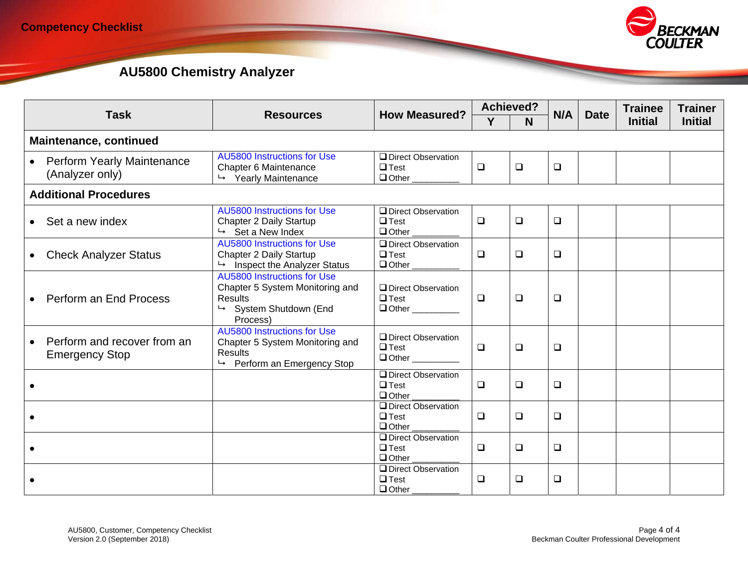Competency Checklist

## AU5800 Chemistry Analyzer

| Task | Resources | How Measured? | Achieved? | | N/A | Date | Trainee Initial | Trainer Initial |
|---|---|---|---|---|---|---|---|---|
| | | | Y | N | | | | |
| **Maintenance, continued** | | | | | | | | |
| • Perform Yearly Maintenance (Analyzer only) | AU5800 Instructions for Use<br>Chapter 6 Maintenance<br>↳ Yearly Maintenance | ❑ Direct Observation<br>❑ Test<br>❑ Other __________ | ❑ | ❑ | ❑ | | | |
| **Additional Procedures** | | | | | | | | |
| • Set a new index | AU5800 Instructions for Use<br>Chapter 2 Daily Startup<br>↳ Set a New Index | ❑ Direct Observation<br>❑ Test<br>❑ Other __________ | ❑ | ❑ | ❑ | | | |
| • Check Analyzer Status | AU5800 Instructions for Use<br>Chapter 2 Daily Startup<br>↳ Inspect the Analyzer Status | ❑ Direct Observation<br>❑ Test<br>❑ Other __________ | ❑ | ❑ | ❑ | | | |
| • Perform an End Process | AU5800 Instructions for Use<br>Chapter 5 System Monitoring and Results<br>↳ System Shutdown (End Process) | ❑ Direct Observation<br>❑ Test<br>❑ Other __________ | ❑ | ❑ | ❑ | | | |
| • Perform and recover from an Emergency Stop | AU5800 Instructions for Use<br>Chapter 5 System Monitoring and Results<br>↳ Perform an Emergency Stop | ❑ Direct Observation<br>❑ Test<br>❑ Other __________ | ❑ | ❑ | ❑ | | | |
| • | | ❑ Direct Observation<br>❑ Test<br>❑ Other __________ | ❑ | ❑ | ❑ | | | |
| • | | ❑ Direct Observation<br>❑ Test<br>❑ Other __________ | ❑ | ❑ | ❑ | | | |
| • | | ❑ Direct Observation<br>❑ Test<br>❑ Other __________ | ❑ | ❑ | ❑ | | | |
| • | | ❑ Direct Observation<br>❑ Test<br>❑ Other __________ | ❑ | ❑ | ❑ | | | |

AU5800, Customer, Competency Checklist
Version 2.0 (September 2018)

Beckman Coulter Professional Development